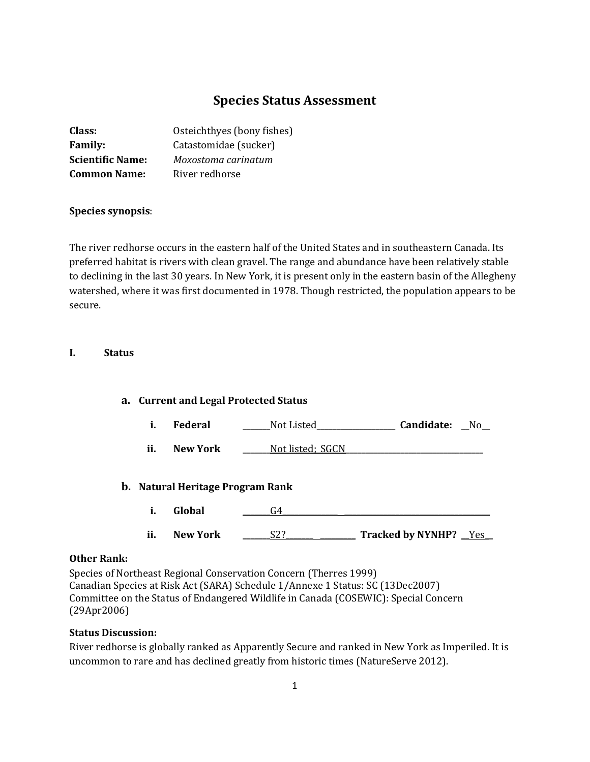# Species Status Assessment

**Class:** Osteichthyes (bony fishes)
**Family:** Catastomidae (sucker)
**Scientific Name:** *Moxostoma carinatum*
**Common Name:** River redhorse

**Species synopsis**:

The river redhorse occurs in the eastern half of the United States and in southeastern Canada. Its preferred habitat is rivers with clean gravel. The range and abundance have been relatively stable to declining in the last 30 years. In New York, it is present only in the eastern basin of the Allegheny watershed, where it was first documented in 1978. Though restricted, the population appears to be secure.

## I. Status

### a. Current and Legal Protected Status

i. **Federal** Not Listed **Candidate:** No

ii. **New York** Not listed; SGCN

### b. Natural Heritage Program Rank

i. **Global** G4

ii. **New York** S2? **Tracked by NYNHP?** Yes

**Other Rank:**

Species of Northeast Regional Conservation Concern (Therres 1999)
Canadian Species at Risk Act (SARA) Schedule 1/Annexe 1 Status: SC (13Dec2007)
Committee on the Status of Endangered Wildlife in Canada (COSEWIC): Special Concern (29Apr2006)

**Status Discussion:**

River redhorse is globally ranked as Apparently Secure and ranked in New York as Imperiled. It is uncommon to rare and has declined greatly from historic times (NatureServe 2012).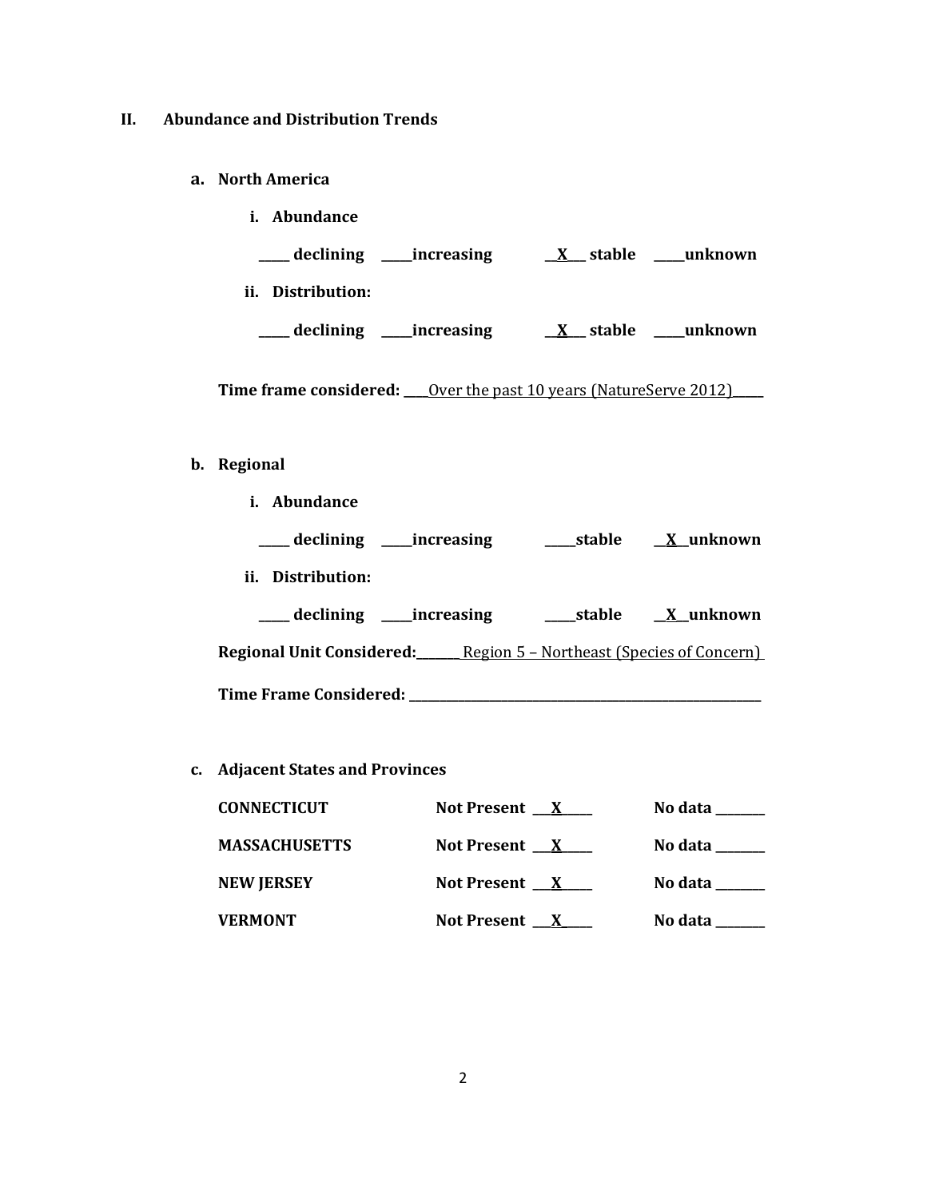## II. Abundance and Distribution Trends

### a. North America

**i. Abundance**

**_____ declining _____increasing __X___ stable _____unknown**

**ii. Distribution:**

**_____ declining _____increasing __X___ stable _____unknown**

**Time frame considered:** ____Over the past 10 years (NatureServe 2012)_____

### b. Regional

**i. Abundance**

**_____ declining _____increasing _____stable __X__unknown**

**ii. Distribution:**

**_____ declining _____increasing _____stable __X__unknown**

**Regional Unit Considered:**_______ Region 5 – Northeast (Species of Concern)

**Time Frame Considered:** ___________________________________________________

### c. Adjacent States and Provinces

| | | |
|---|---|---|
| **CONNECTICUT** | **Not Present** ___X_____ | **No data** ________ |
| **MASSACHUSETTS** | **Not Present** ___X_____ | **No data** ________ |
| **NEW JERSEY** | **Not Present** ___X_____ | **No data** ________ |
| **VERMONT** | **Not Present** ___X_____ | **No data** ________ |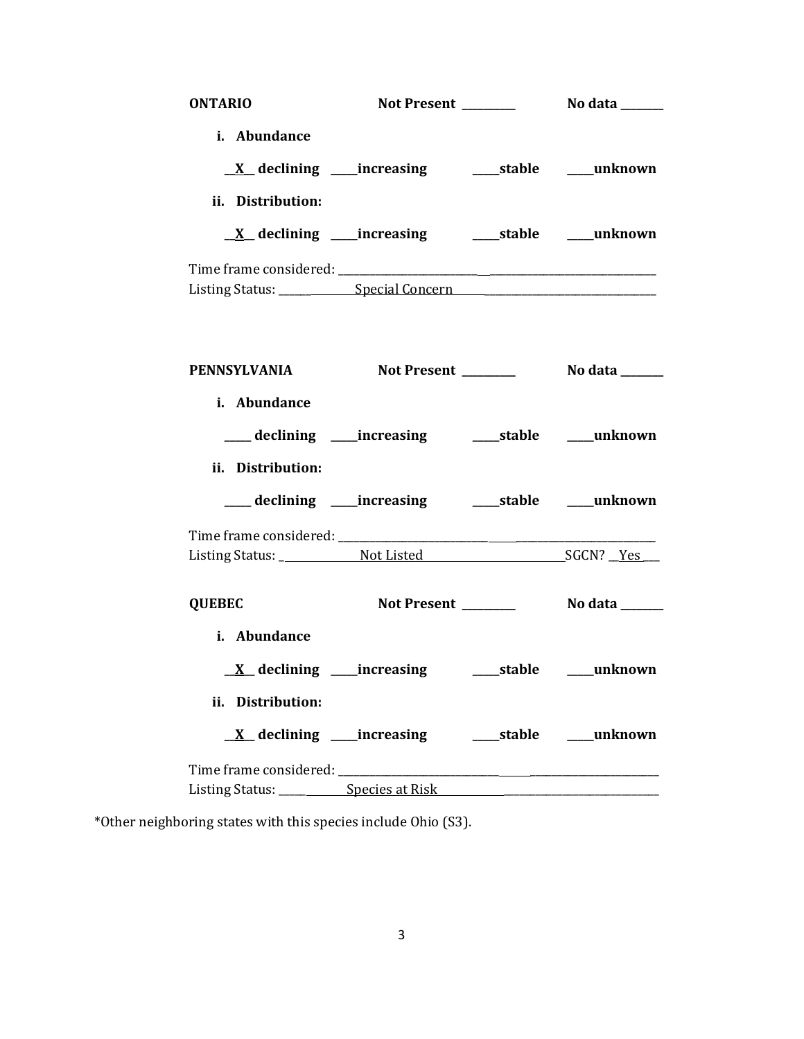**ONTARIO** **Not Present** ________ **No data** _______

**i. Abundance**

**__X__ declining ____increasing ____stable ____unknown**

**ii. Distribution:**

**__X__ declining ____increasing ____stable ____unknown**

Time frame considered: ________________________________________________________

Listing Status: ______ Special Concern ________________________________

**PENNSYLVANIA** **Not Present** ________ **No data** _______

**i. Abundance**

**____ declining ____increasing ____stable ____unknown**

**ii. Distribution:**

**____ declining ____increasing ____stable ____unknown**

Time frame considered: ________________________________________________________

Listing Status: _ Not Listed ________________ SGCN? __Yes___

**QUEBEC** **Not Present** ________ **No data** _______

**i. Abundance**

**__X__ declining ____increasing ____stable ____unknown**

**ii. Distribution:**

**__X__ declining ____increasing ____stable ____unknown**

Time frame considered: ________________________________________________________

Listing Status: _____ Species at Risk ____________________________

*Other neighboring states with this species include Ohio (S3).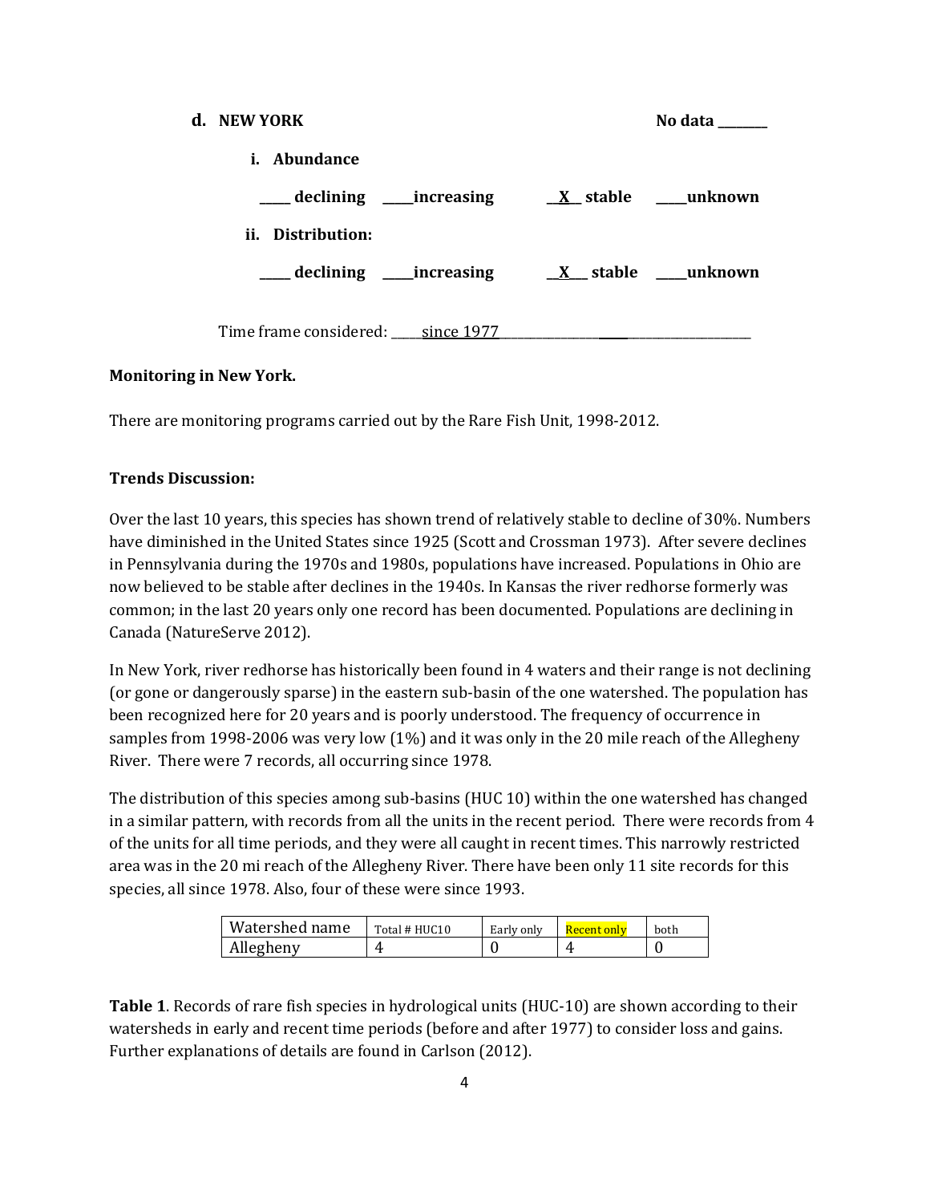**d. NEW YORK** **No data \_\_\_\_\_\_\_\_**

**i. Abundance**

**\_\_\_\_\_ declining \_\_\_\_\_increasing \_\_X\_\_ stable \_\_\_\_\_unknown**

**ii. Distribution:**

**\_\_\_\_\_ declining \_\_\_\_\_increasing \_\_X\_\_ stable \_\_\_\_\_unknown**

Time frame considered: \_\_\_\_\_since 1977\_\_\_\_\_\_\_\_\_\_\_\_\_\_\_\_\_\_\_\_\_\_\_\_\_\_\_\_\_\_\_\_\_\_\_\_\_\_\_\_\_\_\_\_\_\_

**Monitoring in New York.**

There are monitoring programs carried out by the Rare Fish Unit, 1998-2012.

**Trends Discussion:**

Over the last 10 years, this species has shown trend of relatively stable to decline of 30%. Numbers have diminished in the United States since 1925 (Scott and Crossman 1973). After severe declines in Pennsylvania during the 1970s and 1980s, populations have increased. Populations in Ohio are now believed to be stable after declines in the 1940s. In Kansas the river redhorse formerly was common; in the last 20 years only one record has been documented. Populations are declining in Canada (NatureServe 2012).

In New York, river redhorse has historically been found in 4 waters and their range is not declining (or gone or dangerously sparse) in the eastern sub-basin of the one watershed. The population has been recognized here for 20 years and is poorly understood. The frequency of occurrence in samples from 1998-2006 was very low (1%) and it was only in the 20 mile reach of the Allegheny River. There were 7 records, all occurring since 1978.

The distribution of this species among sub-basins (HUC 10) within the one watershed has changed in a similar pattern, with records from all the units in the recent period. There were records from 4 of the units for all time periods, and they were all caught in recent times. This narrowly restricted area was in the 20 mi reach of the Allegheny River. There have been only 11 site records for this species, all since 1978. Also, four of these were since 1993.

| Watershed name | Total # HUC10 | Early only | Recent only | both |
|---|---|---|---|---|
| Allegheny | 4 | 0 | 4 | 0 |

**Table 1**. Records of rare fish species in hydrological units (HUC-10) are shown according to their watersheds in early and recent time periods (before and after 1977) to consider loss and gains. Further explanations of details are found in Carlson (2012).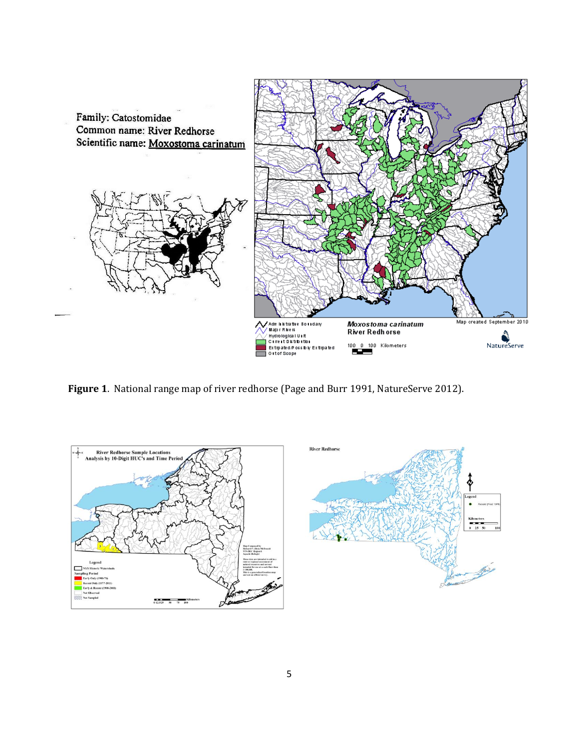Family: Catostomidae
Common name: River Redhorse
Scientific name: Moxostoma carinatum

**Figure 1**. National range map of river redhorse (Page and Burr 1991, NatureServe 2012).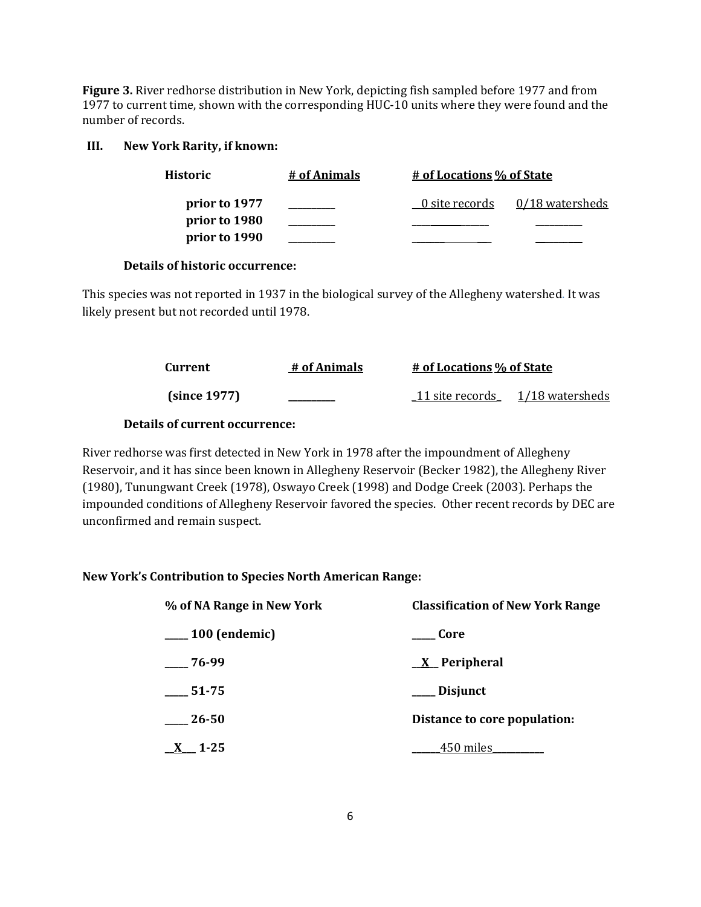**Figure 3.** River redhorse distribution in New York, depicting fish sampled before 1977 and from 1977 to current time, shown with the corresponding HUC-10 units where they were found and the number of records.

**III. New York Rarity, if known:**

| Historic | # of Animals | # of Locations | % of State |
|---|---|---|---|
| prior to 1977 | _________ | 0 site records | 0/18 watersheds |
| prior to 1980 | _________ | _________ | _________ |
| prior to 1990 | _________ | _________ | _________ |

**Details of historic occurrence:**

This species was not reported in 1937 in the biological survey of the Allegheny watershed. It was likely present but not recorded until 1978.

| Current | # of Animals | # of Locations | % of State |
|---|---|---|---|
| (since 1977) | _________ | 11 site records | 1/18 watersheds |

**Details of current occurrence:**

River redhorse was first detected in New York in 1978 after the impoundment of Allegheny Reservoir, and it has since been known in Allegheny Reservoir (Becker 1982), the Allegheny River (1980), Tunungwant Creek (1978), Oswayo Creek (1998) and Dodge Creek (2003). Perhaps the impounded conditions of Allegheny Reservoir favored the species. Other recent records by DEC are unconfirmed and remain suspect.

**New York's Contribution to Species North American Range:**

| % of NA Range in New York | Classification of New York Range |
|---|---|
| _____ 100 (endemic) | _____ Core |
| _____ 76-99 | __X__ Peripheral |
| _____ 51-75 | _____ Disjunct |
| _____ 26-50 | **Distance to core population:** |
| __X__ 1-25 | 450 miles |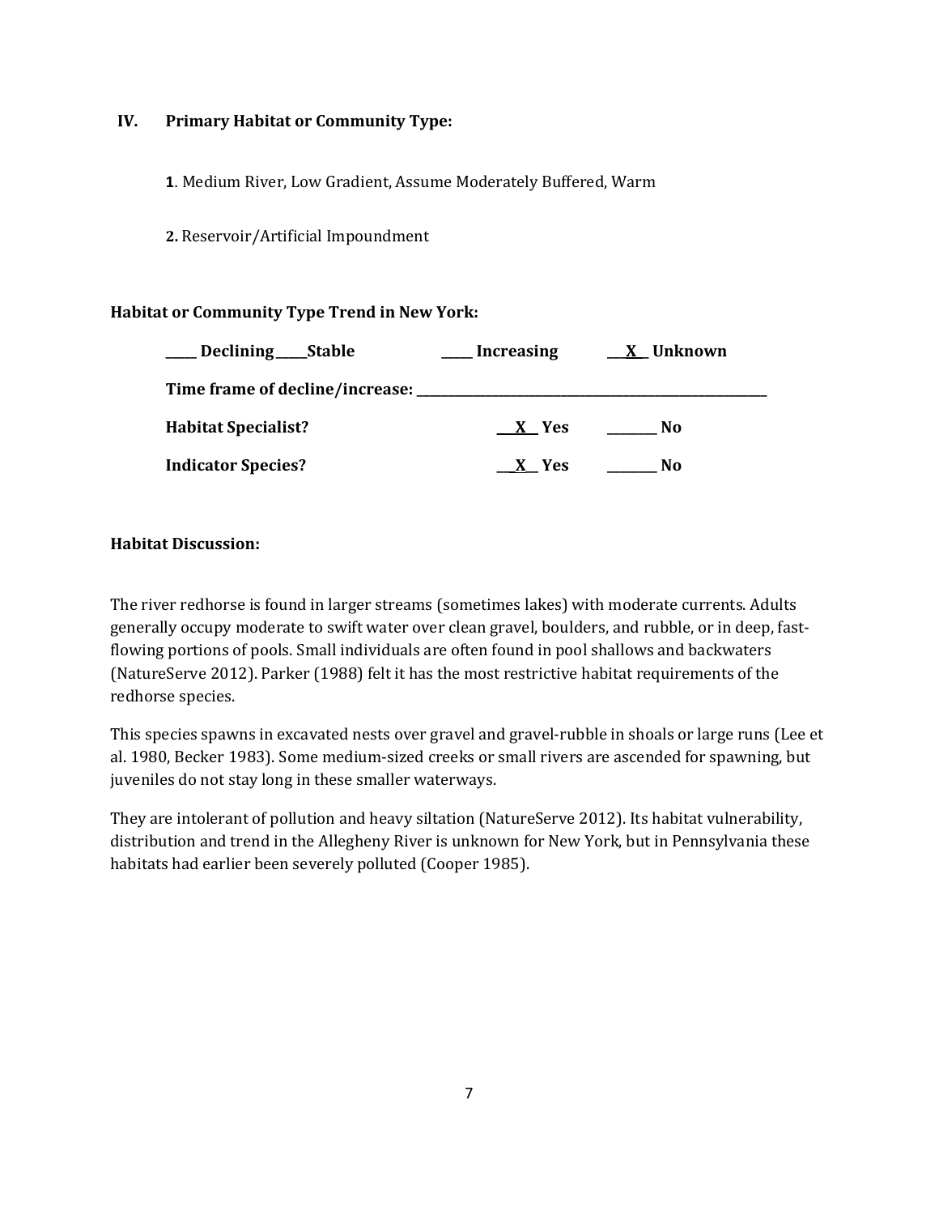## IV. Primary Habitat or Community Type:

**1**. Medium River, Low Gradient, Assume Moderately Buffered, Warm

**2.** Reservoir/Artificial Impoundment

**Habitat or Community Type Trend in New York:**

**\_\_\_\_ Declining \_\_\_\_Stable \_\_\_\_ Increasing \_\_X\_\_ Unknown**

**Time frame of decline/increase: \_\_\_\_\_\_\_\_\_\_\_\_\_\_\_\_\_\_\_\_\_\_\_\_\_\_\_\_\_\_\_\_\_\_\_\_\_\_\_\_\_\_\_\_\_\_\_\_**

**Habitat Specialist? \_\_X\_\_ Yes \_\_\_\_\_\_\_ No**

**Indicator Species? \_\_X\_\_ Yes \_\_\_\_\_\_\_ No**

**Habitat Discussion:**

The river redhorse is found in larger streams (sometimes lakes) with moderate currents. Adults generally occupy moderate to swift water over clean gravel, boulders, and rubble, or in deep, fast-flowing portions of pools. Small individuals are often found in pool shallows and backwaters (NatureServe 2012). Parker (1988) felt it has the most restrictive habitat requirements of the redhorse species.

This species spawns in excavated nests over gravel and gravel-rubble in shoals or large runs (Lee et al. 1980, Becker 1983). Some medium-sized creeks or small rivers are ascended for spawning, but juveniles do not stay long in these smaller waterways.

They are intolerant of pollution and heavy siltation (NatureServe 2012). Its habitat vulnerability, distribution and trend in the Allegheny River is unknown for New York, but in Pennsylvania these habitats had earlier been severely polluted (Cooper 1985).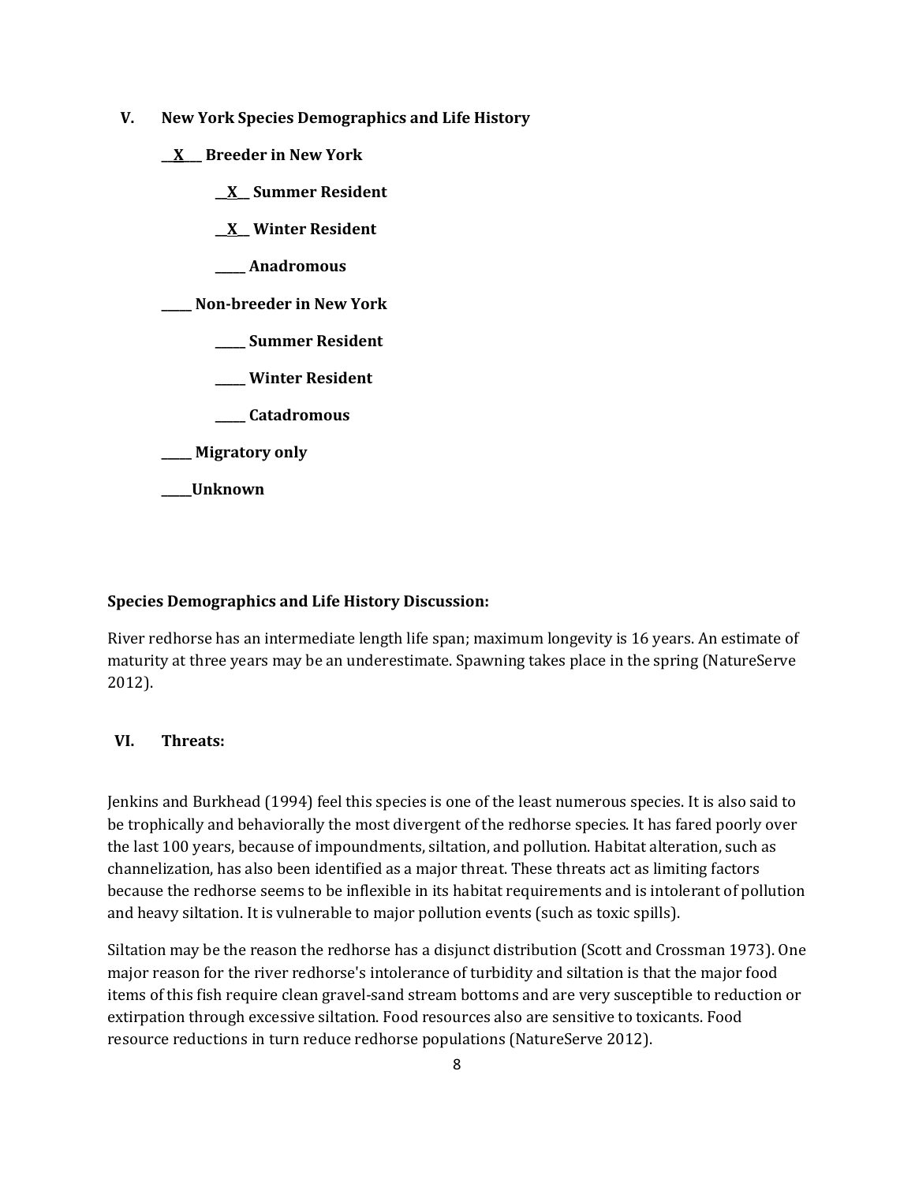## V. New York Species Demographics and Life History

__X__ **Breeder in New York**

  __X__ **Summer Resident**

  __X__ **Winter Resident**

  _____ **Anadromous**

_____ **Non-breeder in New York**

  _____ **Summer Resident**

  _____ **Winter Resident**

  _____ **Catadromous**

_____ **Migratory only**

_____**Unknown**

**Species Demographics and Life History Discussion:**

River redhorse has an intermediate length life span; maximum longevity is 16 years. An estimate of maturity at three years may be an underestimate. Spawning takes place in the spring (NatureServe 2012).

## VI. Threats:

Jenkins and Burkhead (1994) feel this species is one of the least numerous species. It is also said to be trophically and behaviorally the most divergent of the redhorse species. It has fared poorly over the last 100 years, because of impoundments, siltation, and pollution. Habitat alteration, such as channelization, has also been identified as a major threat. These threats act as limiting factors because the redhorse seems to be inflexible in its habitat requirements and is intolerant of pollution and heavy siltation. It is vulnerable to major pollution events (such as toxic spills).

Siltation may be the reason the redhorse has a disjunct distribution (Scott and Crossman 1973). One major reason for the river redhorse's intolerance of turbidity and siltation is that the major food items of this fish require clean gravel-sand stream bottoms and are very susceptible to reduction or extirpation through excessive siltation. Food resources also are sensitive to toxicants. Food resource reductions in turn reduce redhorse populations (NatureServe 2012).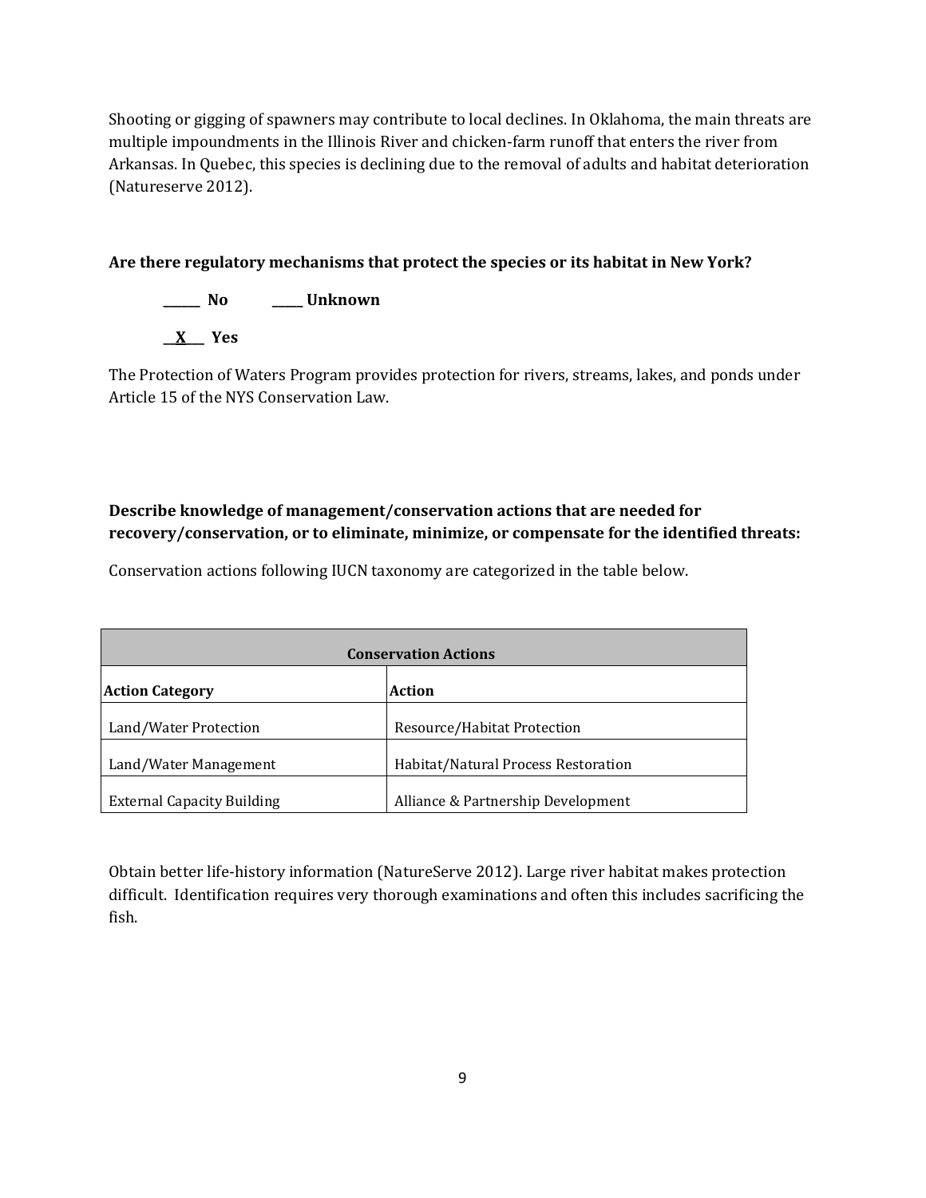Shooting or gigging of spawners may contribute to local declines. In Oklahoma, the main threats are multiple impoundments in the Illinois River and chicken-farm runoff that enters the river from Arkansas. In Quebec, this species is declining due to the removal of adults and habitat deterioration (Natureserve 2012).

**Are there regulatory mechanisms that protect the species or its habitat in New York?**

**\_\_\_\_\_\_ No \_\_\_\_\_ Unknown**

**\_\_X\_\_ Yes**

The Protection of Waters Program provides protection for rivers, streams, lakes, and ponds under Article 15 of the NYS Conservation Law.

**Describe knowledge of management/conservation actions that are needed for recovery/conservation, or to eliminate, minimize, or compensate for the identified threats:**

Conservation actions following IUCN taxonomy are categorized in the table below.

| **Conservation Actions** | |
|---|---|
| **Action Category** | **Action** |
| Land/Water Protection | Resource/Habitat Protection |
| Land/Water Management | Habitat/Natural Process Restoration |
| External Capacity Building | Alliance & Partnership Development |

Obtain better life-history information (NatureServe 2012). Large river habitat makes protection difficult. Identification requires very thorough examinations and often this includes sacrificing the fish.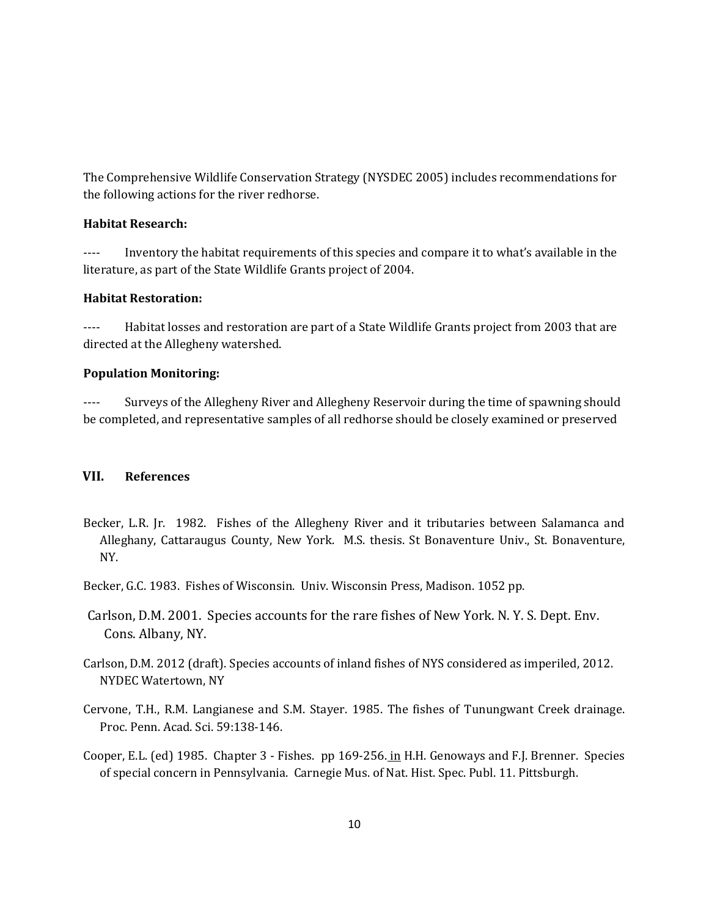The Comprehensive Wildlife Conservation Strategy (NYSDEC 2005) includes recommendations for the following actions for the river redhorse.

**Habitat Research:**

---- Inventory the habitat requirements of this species and compare it to what's available in the literature, as part of the State Wildlife Grants project of 2004.

**Habitat Restoration:**

---- Habitat losses and restoration are part of a State Wildlife Grants project from 2003 that are directed at the Allegheny watershed.

**Population Monitoring:**

---- Surveys of the Allegheny River and Allegheny Reservoir during the time of spawning should be completed, and representative samples of all redhorse should be closely examined or preserved

## VII. References

Becker, L.R. Jr. 1982. Fishes of the Allegheny River and it tributaries between Salamanca and Alleghany, Cattaraugus County, New York. M.S. thesis. St Bonaventure Univ., St. Bonaventure, NY.

Becker, G.C. 1983. Fishes of Wisconsin. Univ. Wisconsin Press, Madison. 1052 pp.

Carlson, D.M. 2001. Species accounts for the rare fishes of New York. N. Y. S. Dept. Env. Cons. Albany, NY.

Carlson, D.M. 2012 (draft). Species accounts of inland fishes of NYS considered as imperiled, 2012. NYDEC Watertown, NY

Cervone, T.H., R.M. Langianese and S.M. Stayer. 1985. The fishes of Tunungwant Creek drainage. Proc. Penn. Acad. Sci. 59:138-146.

Cooper, E.L. (ed) 1985. Chapter 3 - Fishes. pp 169-256. in H.H. Genoways and F.J. Brenner. Species of special concern in Pennsylvania. Carnegie Mus. of Nat. Hist. Spec. Publ. 11. Pittsburgh.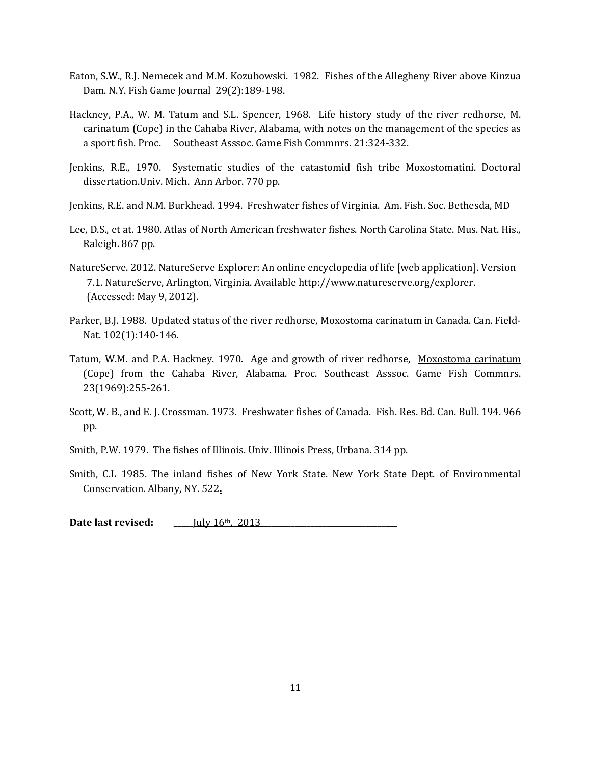Eaton, S.W., R.J. Nemecek and M.M. Kozubowski. 1982. Fishes of the Allegheny River above Kinzua Dam. N.Y. Fish Game Journal 29(2):189-198.

Hackney, P.A., W. M. Tatum and S.L. Spencer, 1968. Life history study of the river redhorse, M. carinatum (Cope) in the Cahaba River, Alabama, with notes on the management of the species as a sport fish. Proc. Southeast Asssoc. Game Fish Commnrs. 21:324-332.

Jenkins, R.E., 1970. Systematic studies of the catastomid fish tribe Moxostomatini. Doctoral dissertation.Univ. Mich. Ann Arbor. 770 pp.

Jenkins, R.E. and N.M. Burkhead. 1994. Freshwater fishes of Virginia. Am. Fish. Soc. Bethesda, MD

Lee, D.S., et at. 1980. Atlas of North American freshwater fishes. North Carolina State. Mus. Nat. His., Raleigh. 867 pp.

NatureServe. 2012. NatureServe Explorer: An online encyclopedia of life [web application]. Version 7.1. NatureServe, Arlington, Virginia. Available http://www.natureserve.org/explorer. (Accessed: May 9, 2012).

Parker, B.J. 1988. Updated status of the river redhorse, Moxostoma carinatum in Canada. Can. Field-Nat. 102(1):140-146.

Tatum, W.M. and P.A. Hackney. 1970. Age and growth of river redhorse, Moxostoma carinatum (Cope) from the Cahaba River, Alabama. Proc. Southeast Asssoc. Game Fish Commnrs. 23(1969):255-261.

Scott, W. B., and E. J. Crossman. 1973. Freshwater fishes of Canada. Fish. Res. Bd. Can. Bull. 194. 966 pp.

Smith, P.W. 1979. The fishes of Illinois. Univ. Illinois Press, Urbana. 314 pp.

Smith, C.L 1985. The inland fishes of New York State. New York State Dept. of Environmental Conservation. Albany, NY. 522.

**Date last revised:** July 16th, 2013